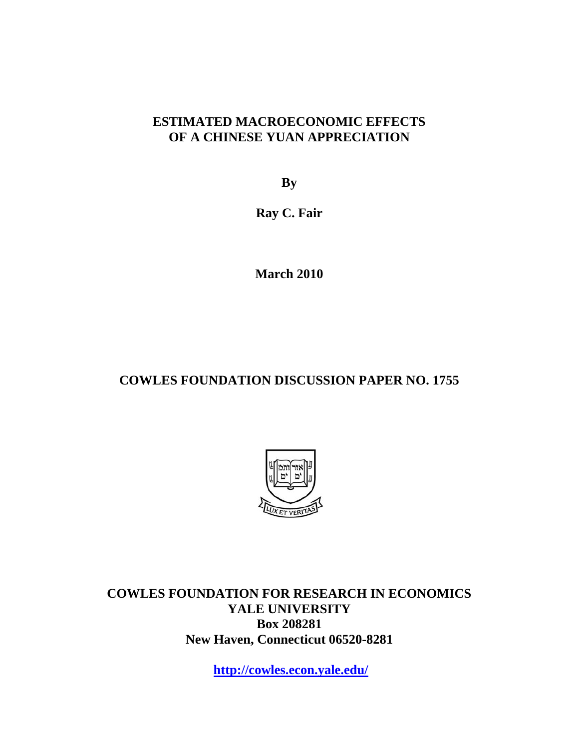# ESTIMATED MACROECONOMIC EFFECTS OF A CHINESE YUAN APPRECIATION

**By**

**Ray C. Fair**

**March 2010**

**COWLES FOUNDATION DISCUSSION PAPER NO. 1755**

**COWLES FOUNDATION FOR RESEARCH IN ECONOMICS**
**YALE UNIVERSITY**
**Box 208281**
**New Haven, Connecticut 06520-8281**

**http://cowles.econ.yale.edu/**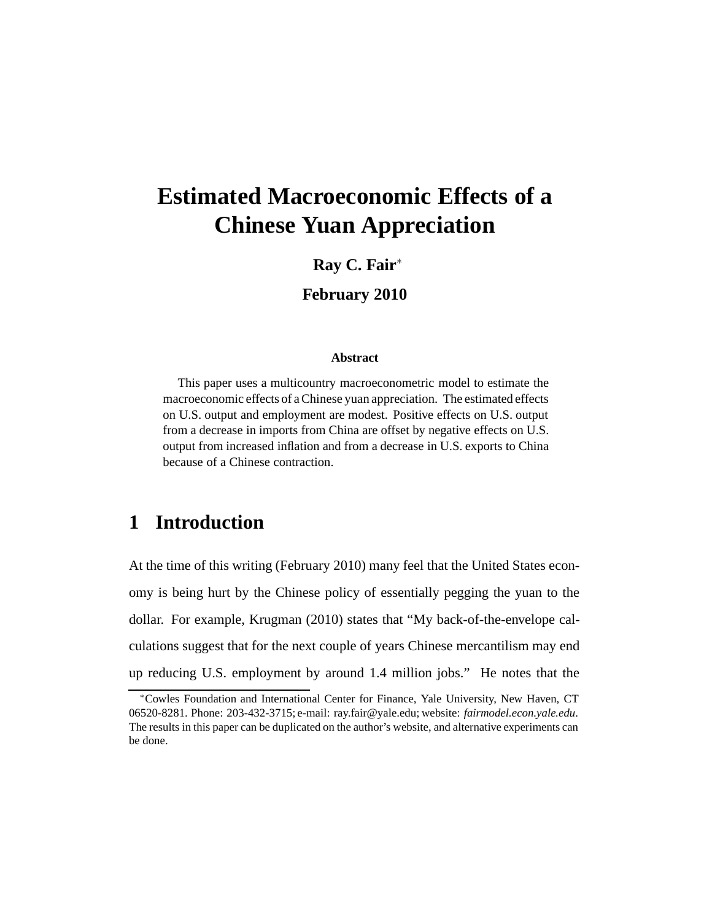# Estimated Macroeconomic Effects of a Chinese Yuan Appreciation

**Ray C. Fair**[*]

**February 2010**

**Abstract**

This paper uses a multicountry macroeconometric model to estimate the macroeconomic effects of a Chinese yuan appreciation. The estimated effects on U.S. output and employment are modest. Positive effects on U.S. output from a decrease in imports from China are offset by negative effects on U.S. output from increased inflation and from a decrease in U.S. exports to China because of a Chinese contraction.

## 1 Introduction

At the time of this writing (February 2010) many feel that the United States economy is being hurt by the Chinese policy of essentially pegging the yuan to the dollar. For example, Krugman (2010) states that "My back-of-the-envelope calculations suggest that for the next couple of years Chinese mercantilism may end up reducing U.S. employment by around 1.4 million jobs." He notes that the

[*]Cowles Foundation and International Center for Finance, Yale University, New Haven, CT 06520-8281. Phone: 203-432-3715; e-mail: ray.fair@yale.edu; website: *fairmodel.econ.yale.edu*. The results in this paper can be duplicated on the author's website, and alternative experiments can be done.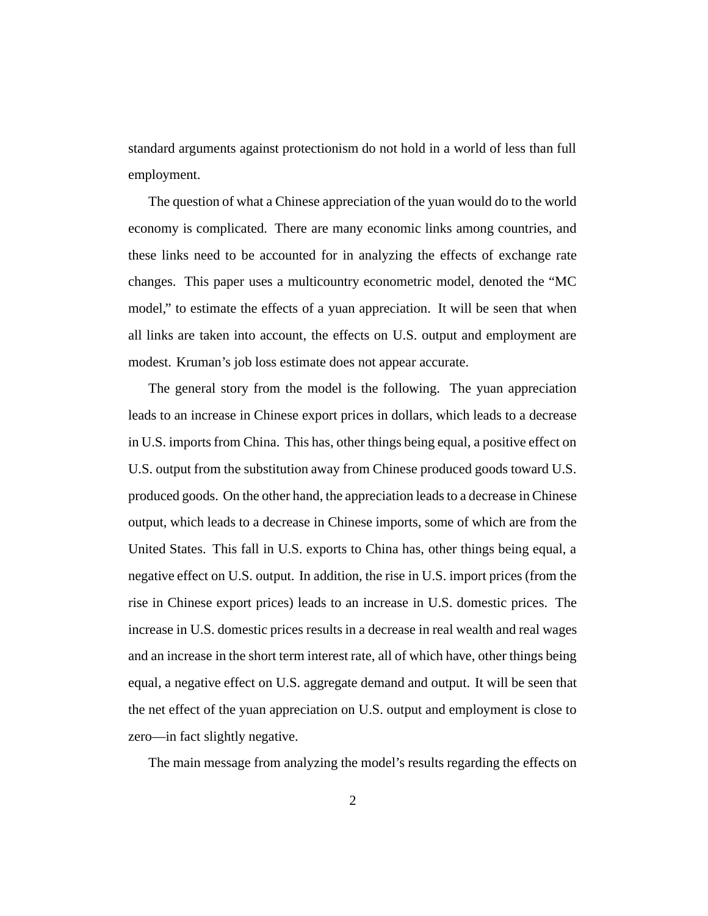standard arguments against protectionism do not hold in a world of less than full employment.

The question of what a Chinese appreciation of the yuan would do to the world economy is complicated. There are many economic links among countries, and these links need to be accounted for in analyzing the effects of exchange rate changes. This paper uses a multicountry econometric model, denoted the "MC model," to estimate the effects of a yuan appreciation. It will be seen that when all links are taken into account, the effects on U.S. output and employment are modest. Kruman's job loss estimate does not appear accurate.

The general story from the model is the following. The yuan appreciation leads to an increase in Chinese export prices in dollars, which leads to a decrease in U.S. imports from China. This has, other things being equal, a positive effect on U.S. output from the substitution away from Chinese produced goods toward U.S. produced goods. On the other hand, the appreciation leads to a decrease in Chinese output, which leads to a decrease in Chinese imports, some of which are from the United States. This fall in U.S. exports to China has, other things being equal, a negative effect on U.S. output. In addition, the rise in U.S. import prices (from the rise in Chinese export prices) leads to an increase in U.S. domestic prices. The increase in U.S. domestic prices results in a decrease in real wealth and real wages and an increase in the short term interest rate, all of which have, other things being equal, a negative effect on U.S. aggregate demand and output. It will be seen that the net effect of the yuan appreciation on U.S. output and employment is close to zero—in fact slightly negative.

The main message from analyzing the model's results regarding the effects on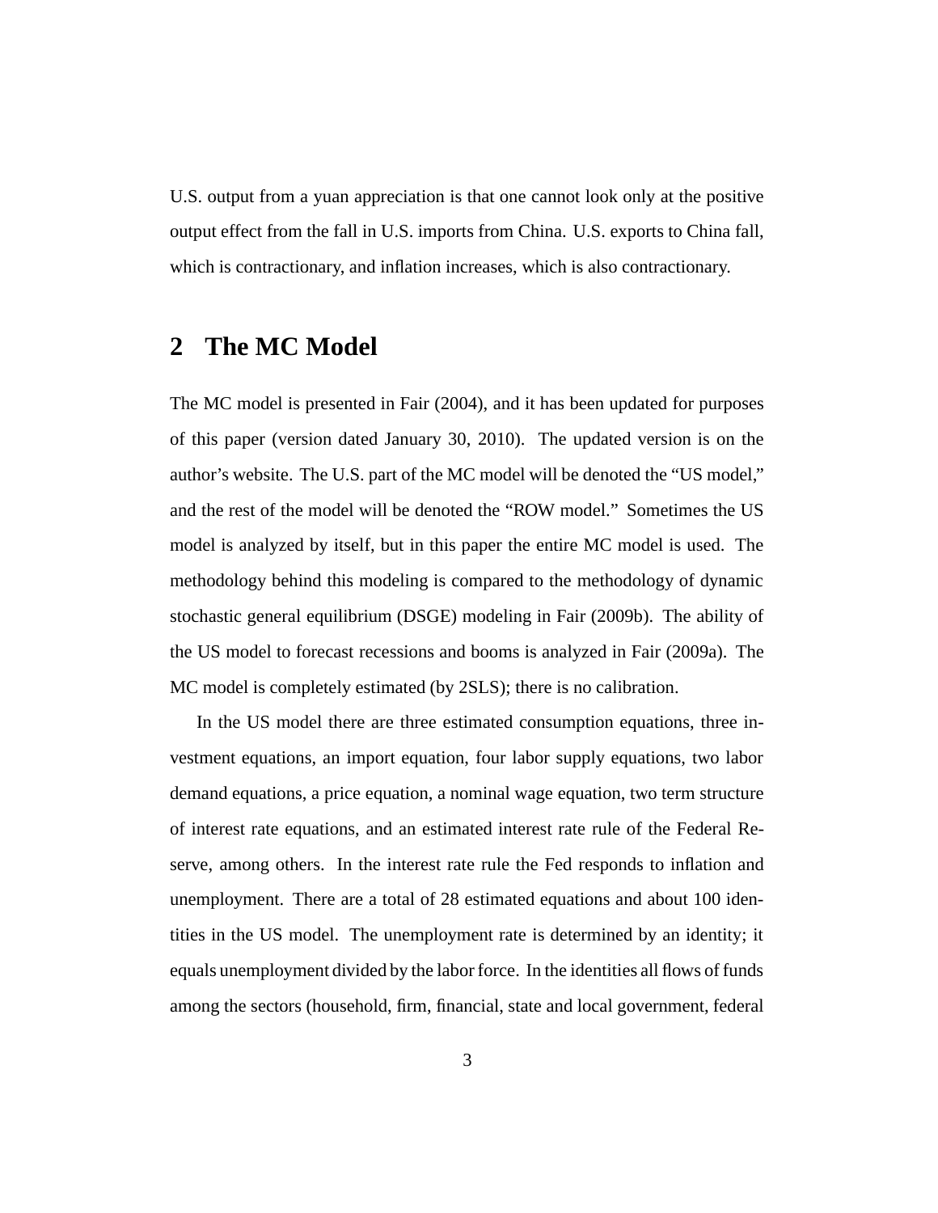U.S. output from a yuan appreciation is that one cannot look only at the positive output effect from the fall in U.S. imports from China. U.S. exports to China fall, which is contractionary, and inflation increases, which is also contractionary.

## 2 The MC Model

The MC model is presented in Fair (2004), and it has been updated for purposes of this paper (version dated January 30, 2010). The updated version is on the author's website. The U.S. part of the MC model will be denoted the "US model," and the rest of the model will be denoted the "ROW model." Sometimes the US model is analyzed by itself, but in this paper the entire MC model is used. The methodology behind this modeling is compared to the methodology of dynamic stochastic general equilibrium (DSGE) modeling in Fair (2009b). The ability of the US model to forecast recessions and booms is analyzed in Fair (2009a). The MC model is completely estimated (by 2SLS); there is no calibration.

In the US model there are three estimated consumption equations, three investment equations, an import equation, four labor supply equations, two labor demand equations, a price equation, a nominal wage equation, two term structure of interest rate equations, and an estimated interest rate rule of the Federal Reserve, among others. In the interest rate rule the Fed responds to inflation and unemployment. There are a total of 28 estimated equations and about 100 identities in the US model. The unemployment rate is determined by an identity; it equals unemployment divided by the labor force. In the identities all flows of funds among the sectors (household, firm, financial, state and local government, federal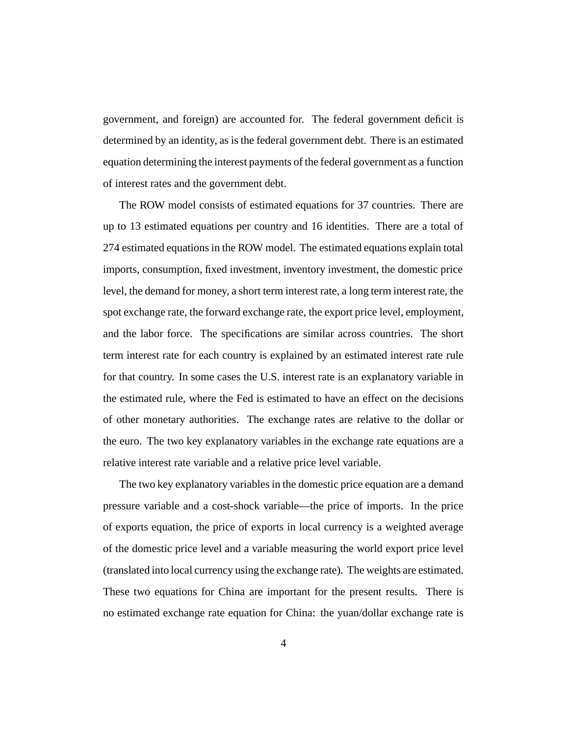government, and foreign) are accounted for. The federal government deficit is determined by an identity, as is the federal government debt. There is an estimated equation determining the interest payments of the federal government as a function of interest rates and the government debt.

The ROW model consists of estimated equations for 37 countries. There are up to 13 estimated equations per country and 16 identities. There are a total of 274 estimated equations in the ROW model. The estimated equations explain total imports, consumption, fixed investment, inventory investment, the domestic price level, the demand for money, a short term interest rate, a long term interest rate, the spot exchange rate, the forward exchange rate, the export price level, employment, and the labor force. The specifications are similar across countries. The short term interest rate for each country is explained by an estimated interest rate rule for that country. In some cases the U.S. interest rate is an explanatory variable in the estimated rule, where the Fed is estimated to have an effect on the decisions of other monetary authorities. The exchange rates are relative to the dollar or the euro. The two key explanatory variables in the exchange rate equations are a relative interest rate variable and a relative price level variable.

The two key explanatory variables in the domestic price equation are a demand pressure variable and a cost-shock variable—the price of imports. In the price of exports equation, the price of exports in local currency is a weighted average of the domestic price level and a variable measuring the world export price level (translated into local currency using the exchange rate). The weights are estimated. These two equations for China are important for the present results. There is no estimated exchange rate equation for China: the yuan/dollar exchange rate is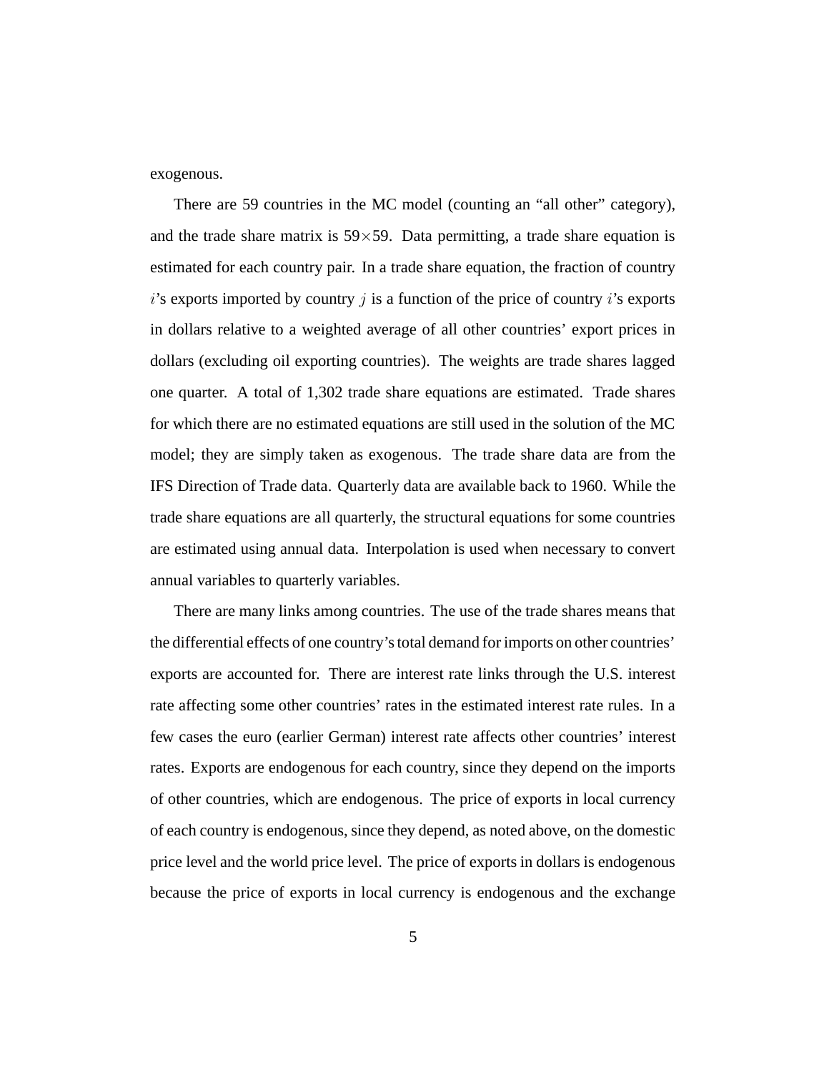exogenous.

There are 59 countries in the MC model (counting an "all other" category), and the trade share matrix is 59$\times$59. Data permitting, a trade share equation is estimated for each country pair. In a trade share equation, the fraction of country $i$'s exports imported by country $j$ is a function of the price of country $i$'s exports in dollars relative to a weighted average of all other countries' export prices in dollars (excluding oil exporting countries). The weights are trade shares lagged one quarter. A total of 1,302 trade share equations are estimated. Trade shares for which there are no estimated equations are still used in the solution of the MC model; they are simply taken as exogenous. The trade share data are from the IFS Direction of Trade data. Quarterly data are available back to 1960. While the trade share equations are all quarterly, the structural equations for some countries are estimated using annual data. Interpolation is used when necessary to convert annual variables to quarterly variables.

There are many links among countries. The use of the trade shares means that the differential effects of one country's total demand for imports on other countries' exports are accounted for. There are interest rate links through the U.S. interest rate affecting some other countries' rates in the estimated interest rate rules. In a few cases the euro (earlier German) interest rate affects other countries' interest rates. Exports are endogenous for each country, since they depend on the imports of other countries, which are endogenous. The price of exports in local currency of each country is endogenous, since they depend, as noted above, on the domestic price level and the world price level. The price of exports in dollars is endogenous because the price of exports in local currency is endogenous and the exchange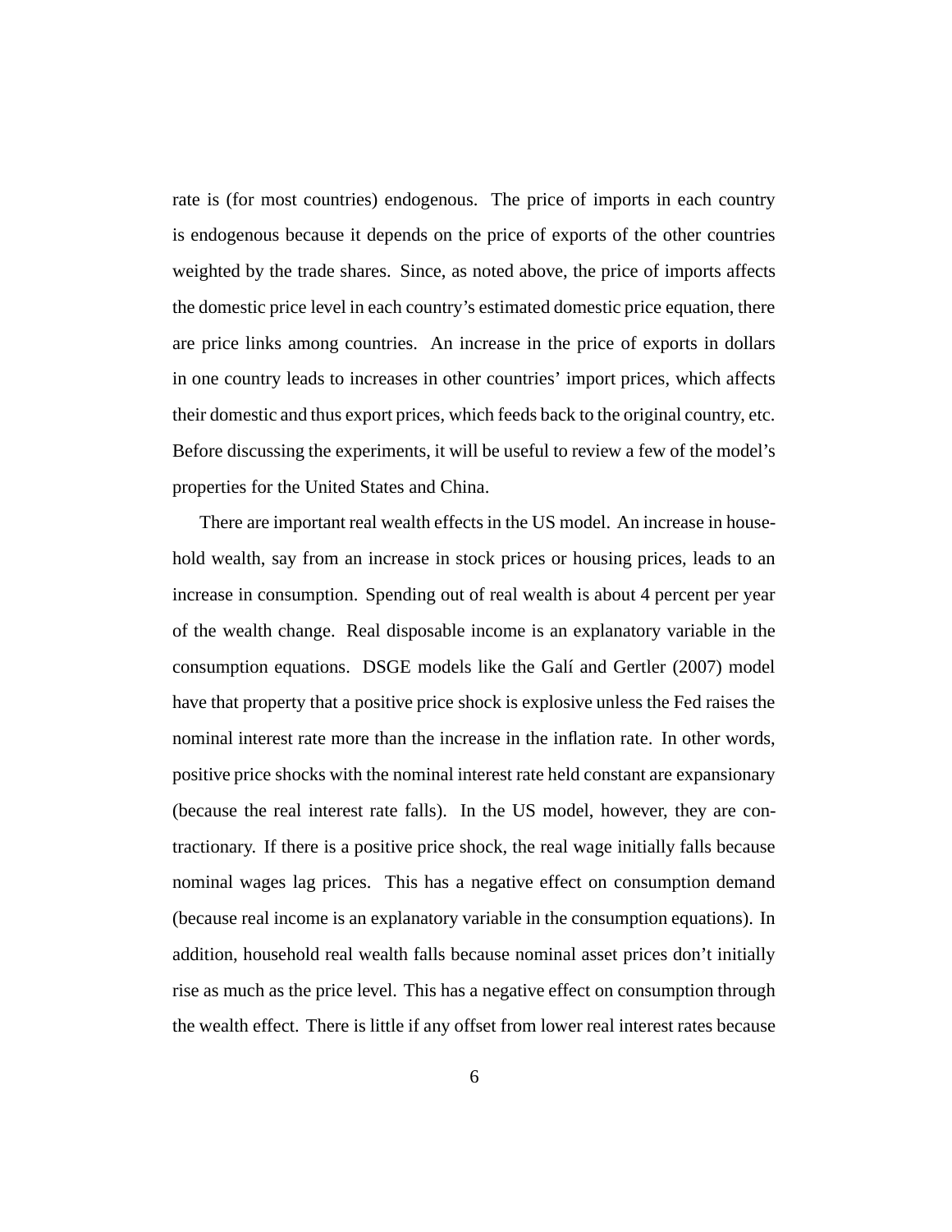rate is (for most countries) endogenous. The price of imports in each country is endogenous because it depends on the price of exports of the other countries weighted by the trade shares. Since, as noted above, the price of imports affects the domestic price level in each country's estimated domestic price equation, there are price links among countries. An increase in the price of exports in dollars in one country leads to increases in other countries' import prices, which affects their domestic and thus export prices, which feeds back to the original country, etc. Before discussing the experiments, it will be useful to review a few of the model's properties for the United States and China.

There are important real wealth effects in the US model. An increase in household wealth, say from an increase in stock prices or housing prices, leads to an increase in consumption. Spending out of real wealth is about 4 percent per year of the wealth change. Real disposable income is an explanatory variable in the consumption equations. DSGE models like the Galí and Gertler (2007) model have that property that a positive price shock is explosive unless the Fed raises the nominal interest rate more than the increase in the inflation rate. In other words, positive price shocks with the nominal interest rate held constant are expansionary (because the real interest rate falls). In the US model, however, they are contractionary. If there is a positive price shock, the real wage initially falls because nominal wages lag prices. This has a negative effect on consumption demand (because real income is an explanatory variable in the consumption equations). In addition, household real wealth falls because nominal asset prices don't initially rise as much as the price level. This has a negative effect on consumption through the wealth effect. There is little if any offset from lower real interest rates because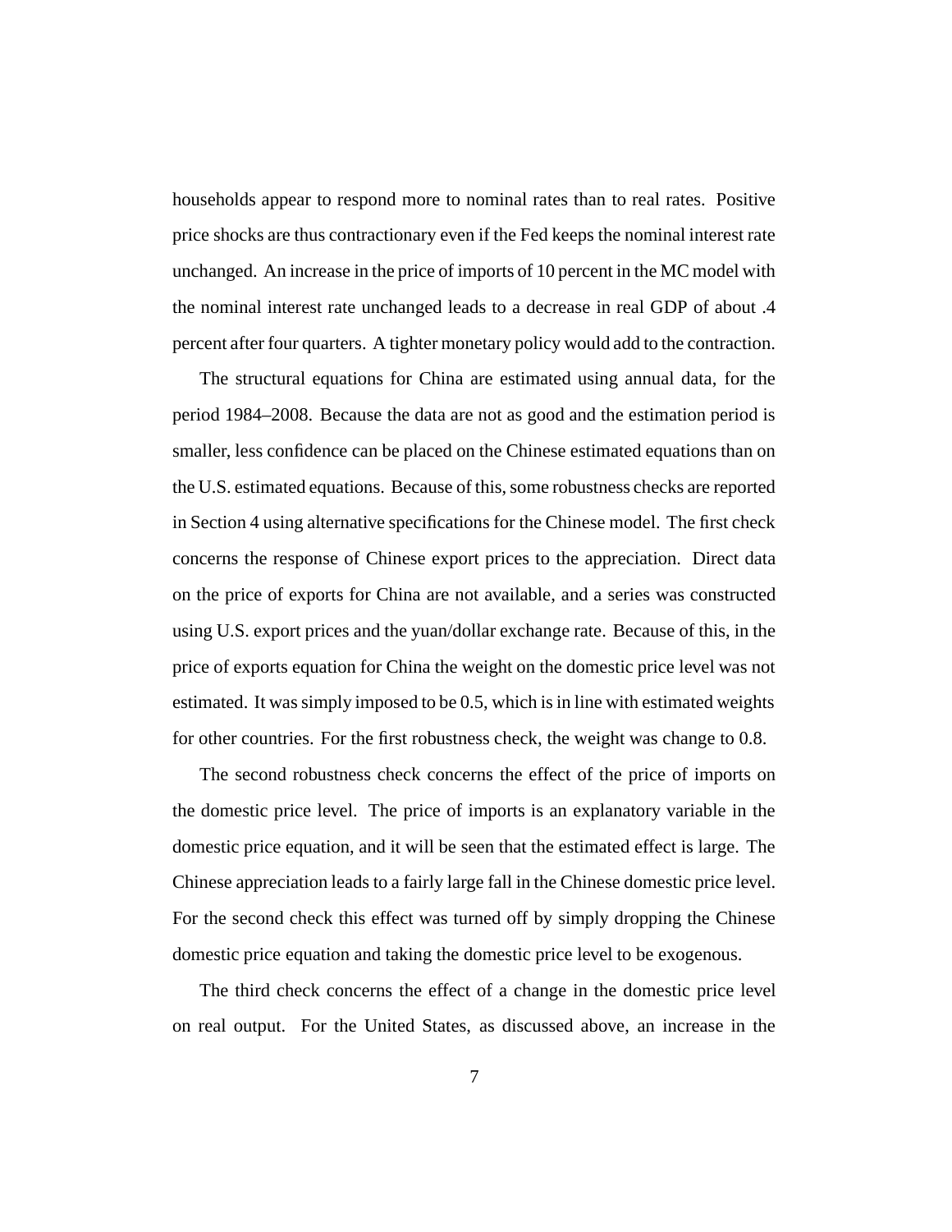households appear to respond more to nominal rates than to real rates. Positive price shocks are thus contractionary even if the Fed keeps the nominal interest rate unchanged. An increase in the price of imports of 10 percent in the MC model with the nominal interest rate unchanged leads to a decrease in real GDP of about .4 percent after four quarters. A tighter monetary policy would add to the contraction.

The structural equations for China are estimated using annual data, for the period 1984–2008. Because the data are not as good and the estimation period is smaller, less confidence can be placed on the Chinese estimated equations than on the U.S. estimated equations. Because of this, some robustness checks are reported in Section 4 using alternative specifications for the Chinese model. The first check concerns the response of Chinese export prices to the appreciation. Direct data on the price of exports for China are not available, and a series was constructed using U.S. export prices and the yuan/dollar exchange rate. Because of this, in the price of exports equation for China the weight on the domestic price level was not estimated. It was simply imposed to be 0.5, which is in line with estimated weights for other countries. For the first robustness check, the weight was change to 0.8.

The second robustness check concerns the effect of the price of imports on the domestic price level. The price of imports is an explanatory variable in the domestic price equation, and it will be seen that the estimated effect is large. The Chinese appreciation leads to a fairly large fall in the Chinese domestic price level. For the second check this effect was turned off by simply dropping the Chinese domestic price equation and taking the domestic price level to be exogenous.

The third check concerns the effect of a change in the domestic price level on real output. For the United States, as discussed above, an increase in the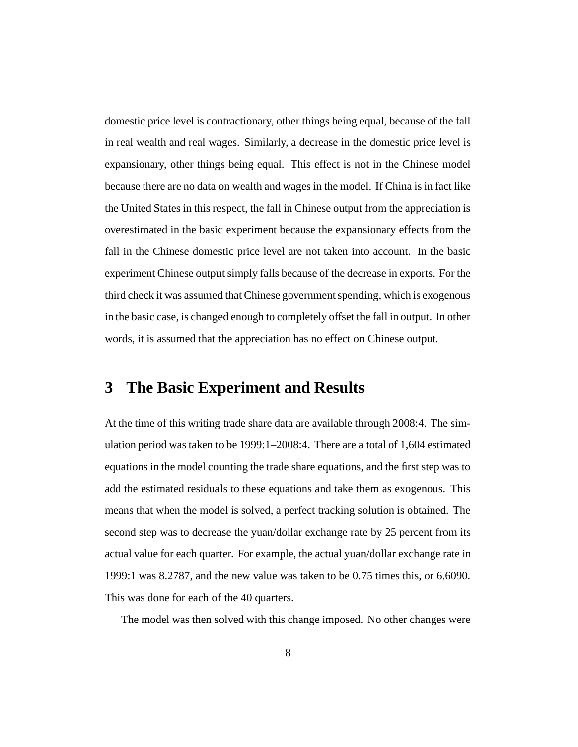domestic price level is contractionary, other things being equal, because of the fall in real wealth and real wages. Similarly, a decrease in the domestic price level is expansionary, other things being equal. This effect is not in the Chinese model because there are no data on wealth and wages in the model. If China is in fact like the United States in this respect, the fall in Chinese output from the appreciation is overestimated in the basic experiment because the expansionary effects from the fall in the Chinese domestic price level are not taken into account. In the basic experiment Chinese output simply falls because of the decrease in exports. For the third check it was assumed that Chinese government spending, which is exogenous in the basic case, is changed enough to completely offset the fall in output. In other words, it is assumed that the appreciation has no effect on Chinese output.

# 3 The Basic Experiment and Results

At the time of this writing trade share data are available through 2008:4. The simulation period was taken to be 1999:1–2008:4. There are a total of 1,604 estimated equations in the model counting the trade share equations, and the first step was to add the estimated residuals to these equations and take them as exogenous. This means that when the model is solved, a perfect tracking solution is obtained. The second step was to decrease the yuan/dollar exchange rate by 25 percent from its actual value for each quarter. For example, the actual yuan/dollar exchange rate in 1999:1 was 8.2787, and the new value was taken to be 0.75 times this, or 6.6090. This was done for each of the 40 quarters.

The model was then solved with this change imposed. No other changes were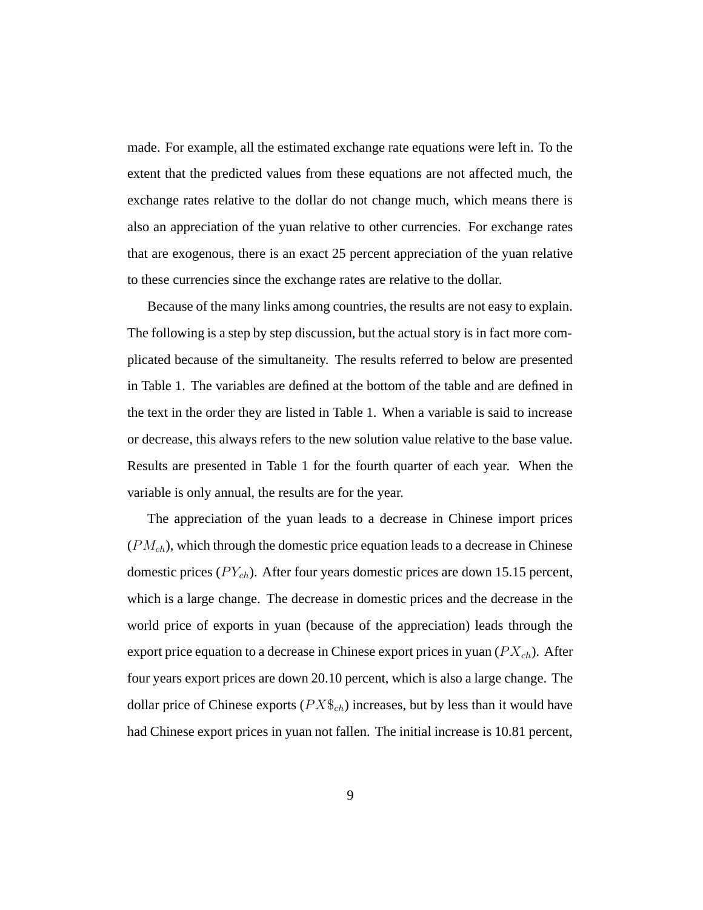made. For example, all the estimated exchange rate equations were left in. To the extent that the predicted values from these equations are not affected much, the exchange rates relative to the dollar do not change much, which means there is also an appreciation of the yuan relative to other currencies. For exchange rates that are exogenous, there is an exact 25 percent appreciation of the yuan relative to these currencies since the exchange rates are relative to the dollar.

Because of the many links among countries, the results are not easy to explain. The following is a step by step discussion, but the actual story is in fact more complicated because of the simultaneity. The results referred to below are presented in Table 1. The variables are defined at the bottom of the table and are defined in the text in the order they are listed in Table 1. When a variable is said to increase or decrease, this always refers to the new solution value relative to the base value. Results are presented in Table 1 for the fourth quarter of each year. When the variable is only annual, the results are for the year.

The appreciation of the yuan leads to a decrease in Chinese import prices ($PM_{ch}$), which through the domestic price equation leads to a decrease in Chinese domestic prices ($PY_{ch}$). After four years domestic prices are down 15.15 percent, which is a large change. The decrease in domestic prices and the decrease in the world price of exports in yuan (because of the appreciation) leads through the export price equation to a decrease in Chinese export prices in yuan ($PX_{ch}$). After four years export prices are down 20.10 percent, which is also a large change. The dollar price of Chinese exports ($PX\$_{ch}$) increases, but by less than it would have had Chinese export prices in yuan not fallen. The initial increase is 10.81 percent,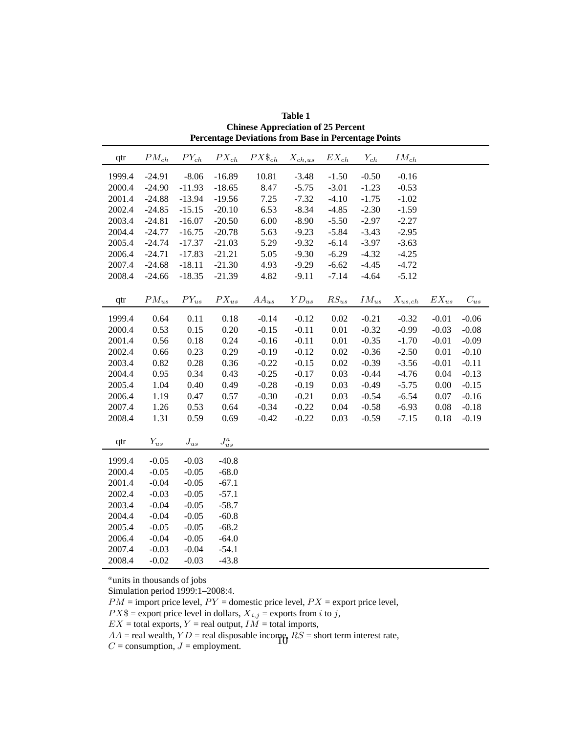**Table 1**
**Chinese Appreciation of 25 Percent**
**Percentage Deviations from Base in Percentage Points**

| qtr | $PM_{ch}$ | $PY_{ch}$ | $PX_{ch}$ | $PX\$_{ch}$ | $X_{ch,us}$ | $EX_{ch}$ | $Y_{ch}$ | $IM_{ch}$ | | |
|---|---|---|---|---|---|---|---|---|---|---|
| 1999.4 | -24.91 | -8.06 | -16.89 | 10.81 | -3.48 | -1.50 | -0.50 | -0.16 | | |
| 2000.4 | -24.90 | -11.93 | -18.65 | 8.47 | -5.75 | -3.01 | -1.23 | -0.53 | | |
| 2001.4 | -24.88 | -13.94 | -19.56 | 7.25 | -7.32 | -4.10 | -1.75 | -1.02 | | |
| 2002.4 | -24.85 | -15.15 | -20.10 | 6.53 | -8.34 | -4.85 | -2.30 | -1.59 | | |
| 2003.4 | -24.81 | -16.07 | -20.50 | 6.00 | -8.90 | -5.50 | -2.97 | -2.27 | | |
| 2004.4 | -24.77 | -16.75 | -20.78 | 5.63 | -9.23 | -5.84 | -3.43 | -2.95 | | |
| 2005.4 | -24.74 | -17.37 | -21.03 | 5.29 | -9.32 | -6.14 | -3.97 | -3.63 | | |
| 2006.4 | -24.71 | -17.83 | -21.21 | 5.05 | -9.30 | -6.29 | -4.32 | -4.25 | | |
| 2007.4 | -24.68 | -18.11 | -21.30 | 4.93 | -9.29 | -6.62 | -4.45 | -4.72 | | |
| 2008.4 | -24.66 | -18.35 | -21.39 | 4.82 | -9.11 | -7.14 | -4.64 | -5.12 | | |
| qtr | $PM_{us}$ | $PY_{us}$ | $PX_{us}$ | $AA_{us}$ | $YD_{us}$ | $RS_{us}$ | $IM_{us}$ | $X_{us,ch}$ | $EX_{us}$ | $C_{us}$ |
| 1999.4 | 0.64 | 0.11 | 0.18 | -0.14 | -0.12 | 0.02 | -0.21 | -0.32 | -0.01 | -0.06 |
| 2000.4 | 0.53 | 0.15 | 0.20 | -0.15 | -0.11 | 0.01 | -0.32 | -0.99 | -0.03 | -0.08 |
| 2001.4 | 0.56 | 0.18 | 0.24 | -0.16 | -0.11 | 0.01 | -0.35 | -1.70 | -0.01 | -0.09 |
| 2002.4 | 0.66 | 0.23 | 0.29 | -0.19 | -0.12 | 0.02 | -0.36 | -2.50 | 0.01 | -0.10 |
| 2003.4 | 0.82 | 0.28 | 0.36 | -0.22 | -0.15 | 0.02 | -0.39 | -3.56 | -0.01 | -0.11 |
| 2004.4 | 0.95 | 0.34 | 0.43 | -0.25 | -0.17 | 0.03 | -0.44 | -4.76 | 0.04 | -0.13 |
| 2005.4 | 1.04 | 0.40 | 0.49 | -0.28 | -0.19 | 0.03 | -0.49 | -5.75 | 0.00 | -0.15 |
| 2006.4 | 1.19 | 0.47 | 0.57 | -0.30 | -0.21 | 0.03 | -0.54 | -6.54 | 0.07 | -0.16 |
| 2007.4 | 1.26 | 0.53 | 0.64 | -0.34 | -0.22 | 0.04 | -0.58 | -6.93 | 0.08 | -0.18 |
| 2008.4 | 1.31 | 0.59 | 0.69 | -0.42 | -0.22 | 0.03 | -0.59 | -7.15 | 0.18 | -0.19 |
| qtr | $Y_{us}$ | $J_{us}$ | $J^a_{us}$ | | | | | | | |
| 1999.4 | -0.05 | -0.03 | -40.8 | | | | | | | |
| 2000.4 | -0.05 | -0.05 | -68.0 | | | | | | | |
| 2001.4 | -0.04 | -0.05 | -67.1 | | | | | | | |
| 2002.4 | -0.03 | -0.05 | -57.1 | | | | | | | |
| 2003.4 | -0.04 | -0.05 | -58.7 | | | | | | | |
| 2004.4 | -0.04 | -0.05 | -60.8 | | | | | | | |
| 2005.4 | -0.05 | -0.05 | -68.2 | | | | | | | |
| 2006.4 | -0.04 | -0.05 | -64.0 | | | | | | | |
| 2007.4 | -0.03 | -0.04 | -54.1 | | | | | | | |
| 2008.4 | -0.02 | -0.03 | -43.8 | | | | | | | |

[a] units in thousands of jobs

Simulation period 1999:1–2008:4.

$PM$ = import price level, $PY$ = domestic price level, $PX$ = export price level,
$PX\$$ = export price level in dollars, $X_{i,j}$ = exports from $i$ to $j$,
$EX$ = total exports, $Y$ = real output, $IM$ = total imports,
$AA$ = real wealth, $YD$ = real disposable income, $RS$ = short term interest rate,
$C$ = consumption, $J$ = employment.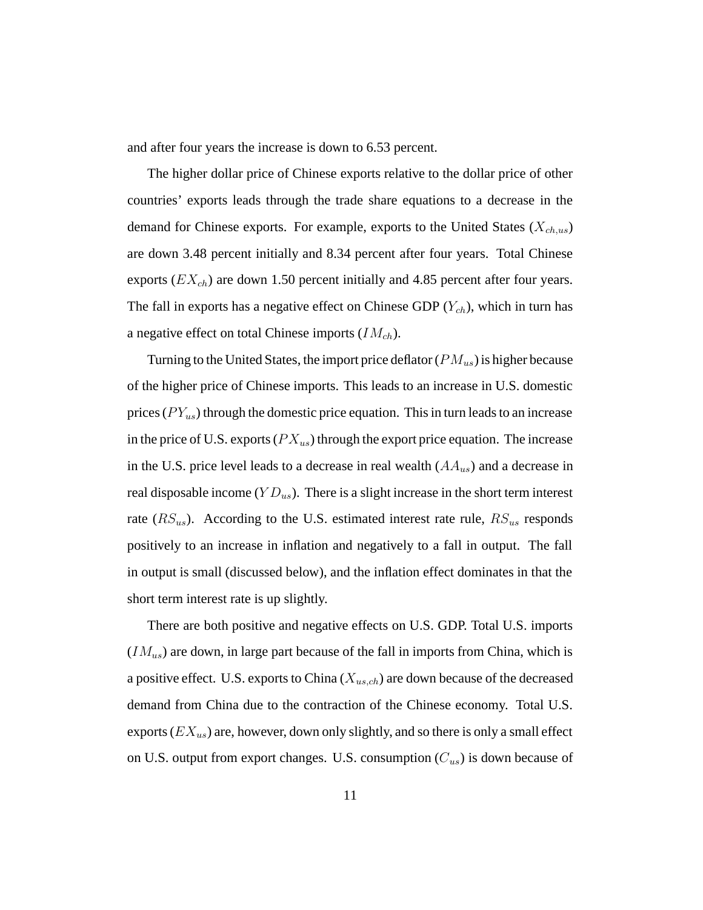and after four years the increase is down to 6.53 percent.

The higher dollar price of Chinese exports relative to the dollar price of other countries' exports leads through the trade share equations to a decrease in the demand for Chinese exports. For example, exports to the United States ($X_{ch,us}$) are down 3.48 percent initially and 8.34 percent after four years. Total Chinese exports ($EX_{ch}$) are down 1.50 percent initially and 4.85 percent after four years. The fall in exports has a negative effect on Chinese GDP ($Y_{ch}$), which in turn has a negative effect on total Chinese imports ($IM_{ch}$).

Turning to the United States, the import price deflator ($PM_{us}$) is higher because of the higher price of Chinese imports. This leads to an increase in U.S. domestic prices ($PY_{us}$) through the domestic price equation. This in turn leads to an increase in the price of U.S. exports ($PX_{us}$) through the export price equation. The increase in the U.S. price level leads to a decrease in real wealth ($AA_{us}$) and a decrease in real disposable income ($YD_{us}$). There is a slight increase in the short term interest rate ($RS_{us}$). According to the U.S. estimated interest rate rule, $RS_{us}$ responds positively to an increase in inflation and negatively to a fall in output. The fall in output is small (discussed below), and the inflation effect dominates in that the short term interest rate is up slightly.

There are both positive and negative effects on U.S. GDP. Total U.S. imports ($IM_{us}$) are down, in large part because of the fall in imports from China, which is a positive effect. U.S. exports to China ($X_{us,ch}$) are down because of the decreased demand from China due to the contraction of the Chinese economy. Total U.S. exports ($EX_{us}$) are, however, down only slightly, and so there is only a small effect on U.S. output from export changes. U.S. consumption ($C_{us}$) is down because of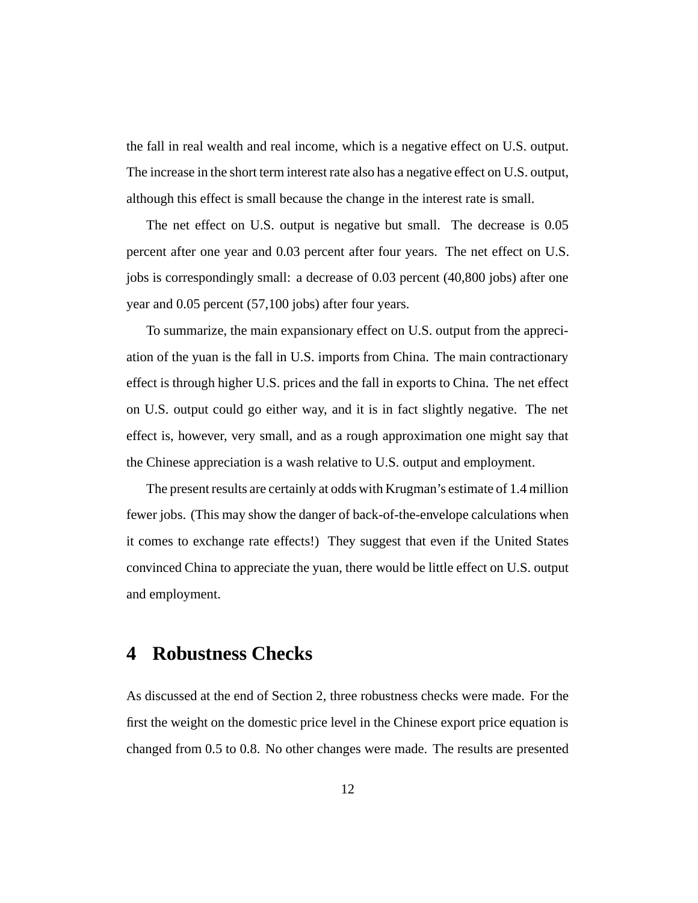the fall in real wealth and real income, which is a negative effect on U.S. output. The increase in the short term interest rate also has a negative effect on U.S. output, although this effect is small because the change in the interest rate is small.

The net effect on U.S. output is negative but small. The decrease is 0.05 percent after one year and 0.03 percent after four years. The net effect on U.S. jobs is correspondingly small: a decrease of 0.03 percent (40,800 jobs) after one year and 0.05 percent (57,100 jobs) after four years.

To summarize, the main expansionary effect on U.S. output from the appreciation of the yuan is the fall in U.S. imports from China. The main contractionary effect is through higher U.S. prices and the fall in exports to China. The net effect on U.S. output could go either way, and it is in fact slightly negative. The net effect is, however, very small, and as a rough approximation one might say that the Chinese appreciation is a wash relative to U.S. output and employment.

The present results are certainly at odds with Krugman's estimate of 1.4 million fewer jobs. (This may show the danger of back-of-the-envelope calculations when it comes to exchange rate effects!) They suggest that even if the United States convinced China to appreciate the yuan, there would be little effect on U.S. output and employment.

## 4 Robustness Checks

As discussed at the end of Section 2, three robustness checks were made. For the first the weight on the domestic price level in the Chinese export price equation is changed from 0.5 to 0.8. No other changes were made. The results are presented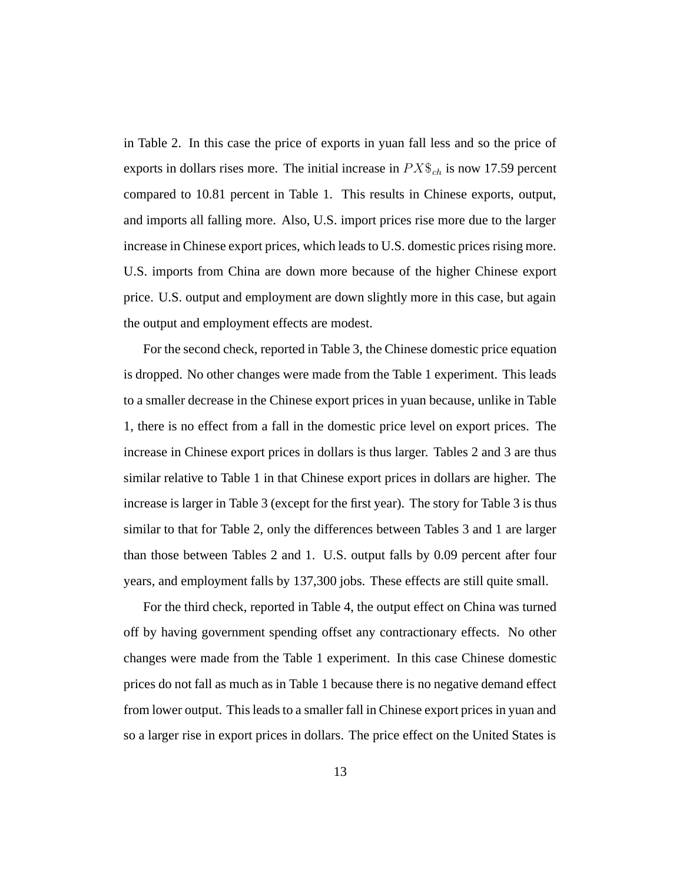in Table 2. In this case the price of exports in yuan fall less and so the price of exports in dollars rises more. The initial increase in $PX\$_{ch}$ is now 17.59 percent compared to 10.81 percent in Table 1. This results in Chinese exports, output, and imports all falling more. Also, U.S. import prices rise more due to the larger increase in Chinese export prices, which leads to U.S. domestic prices rising more. U.S. imports from China are down more because of the higher Chinese export price. U.S. output and employment are down slightly more in this case, but again the output and employment effects are modest.

For the second check, reported in Table 3, the Chinese domestic price equation is dropped. No other changes were made from the Table 1 experiment. This leads to a smaller decrease in the Chinese export prices in yuan because, unlike in Table 1, there is no effect from a fall in the domestic price level on export prices. The increase in Chinese export prices in dollars is thus larger. Tables 2 and 3 are thus similar relative to Table 1 in that Chinese export prices in dollars are higher. The increase is larger in Table 3 (except for the first year). The story for Table 3 is thus similar to that for Table 2, only the differences between Tables 3 and 1 are larger than those between Tables 2 and 1. U.S. output falls by 0.09 percent after four years, and employment falls by 137,300 jobs. These effects are still quite small.

For the third check, reported in Table 4, the output effect on China was turned off by having government spending offset any contractionary effects. No other changes were made from the Table 1 experiment. In this case Chinese domestic prices do not fall as much as in Table 1 because there is no negative demand effect from lower output. This leads to a smaller fall in Chinese export prices in yuan and so a larger rise in export prices in dollars. The price effect on the United States is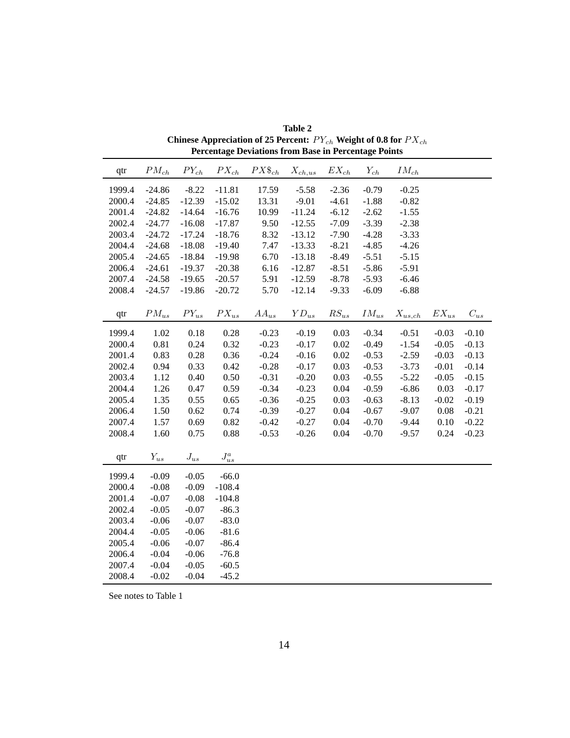**Table 2**
**Chinese Appreciation of 25 Percent: $PY_{ch}$ Weight of 0.8 for $PX_{ch}$**
**Percentage Deviations from Base in Percentage Points**

| qtr | $PM_{ch}$ | $PY_{ch}$ | $PX_{ch}$ | $PX\$_{ch}$ | $X_{ch,us}$ | $EX_{ch}$ | $Y_{ch}$ | $IM_{ch}$ |
|---|---|---|---|---|---|---|---|---|
| 1999.4 | -24.86 | -8.22 | -11.81 | 17.59 | -5.58 | -2.36 | -0.79 | -0.25 |
| 2000.4 | -24.85 | -12.39 | -15.02 | 13.31 | -9.01 | -4.61 | -1.88 | -0.82 |
| 2001.4 | -24.82 | -14.64 | -16.76 | 10.99 | -11.24 | -6.12 | -2.62 | -1.55 |
| 2002.4 | -24.77 | -16.08 | -17.87 | 9.50 | -12.55 | -7.09 | -3.39 | -2.38 |
| 2003.4 | -24.72 | -17.24 | -18.76 | 8.32 | -13.12 | -7.90 | -4.28 | -3.33 |
| 2004.4 | -24.68 | -18.08 | -19.40 | 7.47 | -13.33 | -8.21 | -4.85 | -4.26 |
| 2005.4 | -24.65 | -18.84 | -19.98 | 6.70 | -13.18 | -8.49 | -5.51 | -5.15 |
| 2006.4 | -24.61 | -19.37 | -20.38 | 6.16 | -12.87 | -8.51 | -5.86 | -5.91 |
| 2007.4 | -24.58 | -19.65 | -20.57 | 5.91 | -12.59 | -8.78 | -5.93 | -6.46 |
| 2008.4 | -24.57 | -19.86 | -20.72 | 5.70 | -12.14 | -9.33 | -6.09 | -6.88 |

| qtr | $PM_{us}$ | $PY_{us}$ | $PX_{us}$ | $AA_{us}$ | $YD_{us}$ | $RS_{us}$ | $IM_{us}$ | $X_{us,ch}$ | $EX_{us}$ | $C_{us}$ |
|---|---|---|---|---|---|---|---|---|---|---|
| 1999.4 | 1.02 | 0.18 | 0.28 | -0.23 | -0.19 | 0.03 | -0.34 | -0.51 | -0.03 | -0.10 |
| 2000.4 | 0.81 | 0.24 | 0.32 | -0.23 | -0.17 | 0.02 | -0.49 | -1.54 | -0.05 | -0.13 |
| 2001.4 | 0.83 | 0.28 | 0.36 | -0.24 | -0.16 | 0.02 | -0.53 | -2.59 | -0.03 | -0.13 |
| 2002.4 | 0.94 | 0.33 | 0.42 | -0.28 | -0.17 | 0.03 | -0.53 | -3.73 | -0.01 | -0.14 |
| 2003.4 | 1.12 | 0.40 | 0.50 | -0.31 | -0.20 | 0.03 | -0.55 | -5.22 | -0.05 | -0.15 |
| 2004.4 | 1.26 | 0.47 | 0.59 | -0.34 | -0.23 | 0.04 | -0.59 | -6.86 | 0.03 | -0.17 |
| 2005.4 | 1.35 | 0.55 | 0.65 | -0.36 | -0.25 | 0.03 | -0.63 | -8.13 | -0.02 | -0.19 |
| 2006.4 | 1.50 | 0.62 | 0.74 | -0.39 | -0.27 | 0.04 | -0.67 | -9.07 | 0.08 | -0.21 |
| 2007.4 | 1.57 | 0.69 | 0.82 | -0.42 | -0.27 | 0.04 | -0.70 | -9.44 | 0.10 | -0.22 |
| 2008.4 | 1.60 | 0.75 | 0.88 | -0.53 | -0.26 | 0.04 | -0.70 | -9.57 | 0.24 | -0.23 |

| qtr | $Y_{us}$ | $J_{us}$ | $J^a_{us}$ |
|---|---|---|---|
| 1999.4 | -0.09 | -0.05 | -66.0 |
| 2000.4 | -0.08 | -0.09 | -108.4 |
| 2001.4 | -0.07 | -0.08 | -104.8 |
| 2002.4 | -0.05 | -0.07 | -86.3 |
| 2003.4 | -0.06 | -0.07 | -83.0 |
| 2004.4 | -0.05 | -0.06 | -81.6 |
| 2005.4 | -0.06 | -0.07 | -86.4 |
| 2006.4 | -0.04 | -0.06 | -76.8 |
| 2007.4 | -0.04 | -0.05 | -60.5 |
| 2008.4 | -0.02 | -0.04 | -45.2 |

See notes to Table 1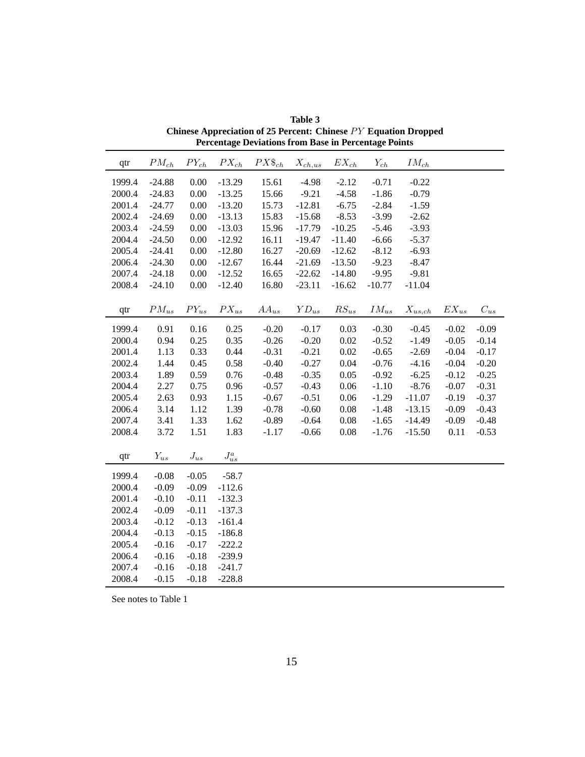**Table 3**
**Chinese Appreciation of 25 Percent: Chinese $PY$ Equation Dropped**
**Percentage Deviations from Base in Percentage Points**

| qtr | $PM_{ch}$ | $PY_{ch}$ | $PX_{ch}$ | $PX\$_{ch}$ | $X_{ch,us}$ | $EX_{ch}$ | $Y_{ch}$ | $IM_{ch}$ | | |
|---|---|---|---|---|---|---|---|---|---|---|
| 1999.4 | -24.88 | 0.00 | -13.29 | 15.61 | -4.98 | -2.12 | -0.71 | -0.22 | | |
| 2000.4 | -24.83 | 0.00 | -13.25 | 15.66 | -9.21 | -4.58 | -1.86 | -0.79 | | |
| 2001.4 | -24.77 | 0.00 | -13.20 | 15.73 | -12.81 | -6.75 | -2.84 | -1.59 | | |
| 2002.4 | -24.69 | 0.00 | -13.13 | 15.83 | -15.68 | -8.53 | -3.99 | -2.62 | | |
| 2003.4 | -24.59 | 0.00 | -13.03 | 15.96 | -17.79 | -10.25 | -5.46 | -3.93 | | |
| 2004.4 | -24.50 | 0.00 | -12.92 | 16.11 | -19.47 | -11.40 | -6.66 | -5.37 | | |
| 2005.4 | -24.41 | 0.00 | -12.80 | 16.27 | -20.69 | -12.62 | -8.12 | -6.93 | | |
| 2006.4 | -24.30 | 0.00 | -12.67 | 16.44 | -21.69 | -13.50 | -9.23 | -8.47 | | |
| 2007.4 | -24.18 | 0.00 | -12.52 | 16.65 | -22.62 | -14.80 | -9.95 | -9.81 | | |
| 2008.4 | -24.10 | 0.00 | -12.40 | 16.80 | -23.11 | -16.62 | -10.77 | -11.04 | | |
| qtr | $PM_{us}$ | $PY_{us}$ | $PX_{us}$ | $AA_{us}$ | $YD_{us}$ | $RS_{us}$ | $IM_{us}$ | $X_{us,ch}$ | $EX_{us}$ | $C_{us}$ |
| 1999.4 | 0.91 | 0.16 | 0.25 | -0.20 | -0.17 | 0.03 | -0.30 | -0.45 | -0.02 | -0.09 |
| 2000.4 | 0.94 | 0.25 | 0.35 | -0.26 | -0.20 | 0.02 | -0.52 | -1.49 | -0.05 | -0.14 |
| 2001.4 | 1.13 | 0.33 | 0.44 | -0.31 | -0.21 | 0.02 | -0.65 | -2.69 | -0.04 | -0.17 |
| 2002.4 | 1.44 | 0.45 | 0.58 | -0.40 | -0.27 | 0.04 | -0.76 | -4.16 | -0.04 | -0.20 |
| 2003.4 | 1.89 | 0.59 | 0.76 | -0.48 | -0.35 | 0.05 | -0.92 | -6.25 | -0.12 | -0.25 |
| 2004.4 | 2.27 | 0.75 | 0.96 | -0.57 | -0.43 | 0.06 | -1.10 | -8.76 | -0.07 | -0.31 |
| 2005.4 | 2.63 | 0.93 | 1.15 | -0.67 | -0.51 | 0.06 | -1.29 | -11.07 | -0.19 | -0.37 |
| 2006.4 | 3.14 | 1.12 | 1.39 | -0.78 | -0.60 | 0.08 | -1.48 | -13.15 | -0.09 | -0.43 |
| 2007.4 | 3.41 | 1.33 | 1.62 | -0.89 | -0.64 | 0.08 | -1.65 | -14.49 | -0.09 | -0.48 |
| 2008.4 | 3.72 | 1.51 | 1.83 | -1.17 | -0.66 | 0.08 | -1.76 | -15.50 | 0.11 | -0.53 |
| qtr | $Y_{us}$ | $J_{us}$ | $J^a_{us}$ | | | | | | | |
| 1999.4 | -0.08 | -0.05 | -58.7 | | | | | | | |
| 2000.4 | -0.09 | -0.09 | -112.6 | | | | | | | |
| 2001.4 | -0.10 | -0.11 | -132.3 | | | | | | | |
| 2002.4 | -0.09 | -0.11 | -137.3 | | | | | | | |
| 2003.4 | -0.12 | -0.13 | -161.4 | | | | | | | |
| 2004.4 | -0.13 | -0.15 | -186.8 | | | | | | | |
| 2005.4 | -0.16 | -0.17 | -222.2 | | | | | | | |
| 2006.4 | -0.16 | -0.18 | -239.9 | | | | | | | |
| 2007.4 | -0.16 | -0.18 | -241.7 | | | | | | | |
| 2008.4 | -0.15 | -0.18 | -228.8 | | | | | | | |

See notes to Table 1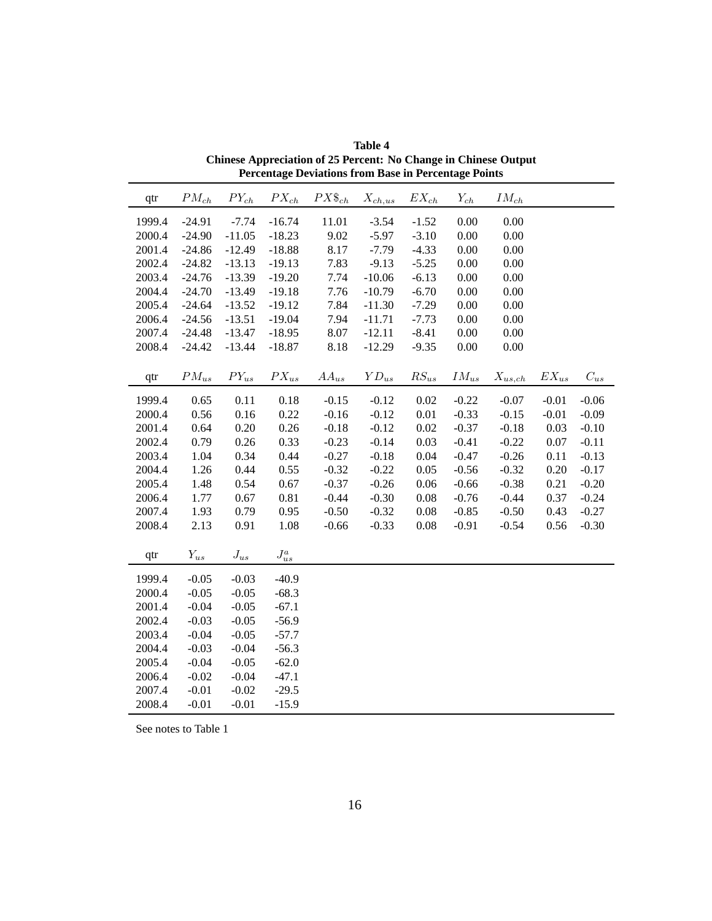**Table 4**
**Chinese Appreciation of 25 Percent: No Change in Chinese Output**
**Percentage Deviations from Base in Percentage Points**

| qtr | $PM_{ch}$ | $PY_{ch}$ | $PX_{ch}$ | $PX\$_{ch}$ | $X_{ch,us}$ | $EX_{ch}$ | $Y_{ch}$ | $IM_{ch}$ |
|---|---|---|---|---|---|---|---|---|
| 1999.4 | -24.91 | -7.74 | -16.74 | 11.01 | -3.54 | -1.52 | 0.00 | 0.00 |
| 2000.4 | -24.90 | -11.05 | -18.23 | 9.02 | -5.97 | -3.10 | 0.00 | 0.00 |
| 2001.4 | -24.86 | -12.49 | -18.88 | 8.17 | -7.79 | -4.33 | 0.00 | 0.00 |
| 2002.4 | -24.82 | -13.13 | -19.13 | 7.83 | -9.13 | -5.25 | 0.00 | 0.00 |
| 2003.4 | -24.76 | -13.39 | -19.20 | 7.74 | -10.06 | -6.13 | 0.00 | 0.00 |
| 2004.4 | -24.70 | -13.49 | -19.18 | 7.76 | -10.79 | -6.70 | 0.00 | 0.00 |
| 2005.4 | -24.64 | -13.52 | -19.12 | 7.84 | -11.30 | -7.29 | 0.00 | 0.00 |
| 2006.4 | -24.56 | -13.51 | -19.04 | 7.94 | -11.71 | -7.73 | 0.00 | 0.00 |
| 2007.4 | -24.48 | -13.47 | -18.95 | 8.07 | -12.11 | -8.41 | 0.00 | 0.00 |
| 2008.4 | -24.42 | -13.44 | -18.87 | 8.18 | -12.29 | -9.35 | 0.00 | 0.00 |

| qtr | $PM_{us}$ | $PY_{us}$ | $PX_{us}$ | $AA_{us}$ | $YD_{us}$ | $RS_{us}$ | $IM_{us}$ | $X_{us,ch}$ | $EX_{us}$ | $C_{us}$ |
|---|---|---|---|---|---|---|---|---|---|---|
| 1999.4 | 0.65 | 0.11 | 0.18 | -0.15 | -0.12 | 0.02 | -0.22 | -0.07 | -0.01 | -0.06 |
| 2000.4 | 0.56 | 0.16 | 0.22 | -0.16 | -0.12 | 0.01 | -0.33 | -0.15 | -0.01 | -0.09 |
| 2001.4 | 0.64 | 0.20 | 0.26 | -0.18 | -0.12 | 0.02 | -0.37 | -0.18 | 0.03 | -0.10 |
| 2002.4 | 0.79 | 0.26 | 0.33 | -0.23 | -0.14 | 0.03 | -0.41 | -0.22 | 0.07 | -0.11 |
| 2003.4 | 1.04 | 0.34 | 0.44 | -0.27 | -0.18 | 0.04 | -0.47 | -0.26 | 0.11 | -0.13 |
| 2004.4 | 1.26 | 0.44 | 0.55 | -0.32 | -0.22 | 0.05 | -0.56 | -0.32 | 0.20 | -0.17 |
| 2005.4 | 1.48 | 0.54 | 0.67 | -0.37 | -0.26 | 0.06 | -0.66 | -0.38 | 0.21 | -0.20 |
| 2006.4 | 1.77 | 0.67 | 0.81 | -0.44 | -0.30 | 0.08 | -0.76 | -0.44 | 0.37 | -0.24 |
| 2007.4 | 1.93 | 0.79 | 0.95 | -0.50 | -0.32 | 0.08 | -0.85 | -0.50 | 0.43 | -0.27 |
| 2008.4 | 2.13 | 0.91 | 1.08 | -0.66 | -0.33 | 0.08 | -0.91 | -0.54 | 0.56 | -0.30 |

| qtr | $Y_{us}$ | $J_{us}$ | $J^a_{us}$ |
|---|---|---|---|
| 1999.4 | -0.05 | -0.03 | -40.9 |
| 2000.4 | -0.05 | -0.05 | -68.3 |
| 2001.4 | -0.04 | -0.05 | -67.1 |
| 2002.4 | -0.03 | -0.05 | -56.9 |
| 2003.4 | -0.04 | -0.05 | -57.7 |
| 2004.4 | -0.03 | -0.04 | -56.3 |
| 2005.4 | -0.04 | -0.05 | -62.0 |
| 2006.4 | -0.02 | -0.04 | -47.1 |
| 2007.4 | -0.01 | -0.02 | -29.5 |
| 2008.4 | -0.01 | -0.01 | -15.9 |

See notes to Table 1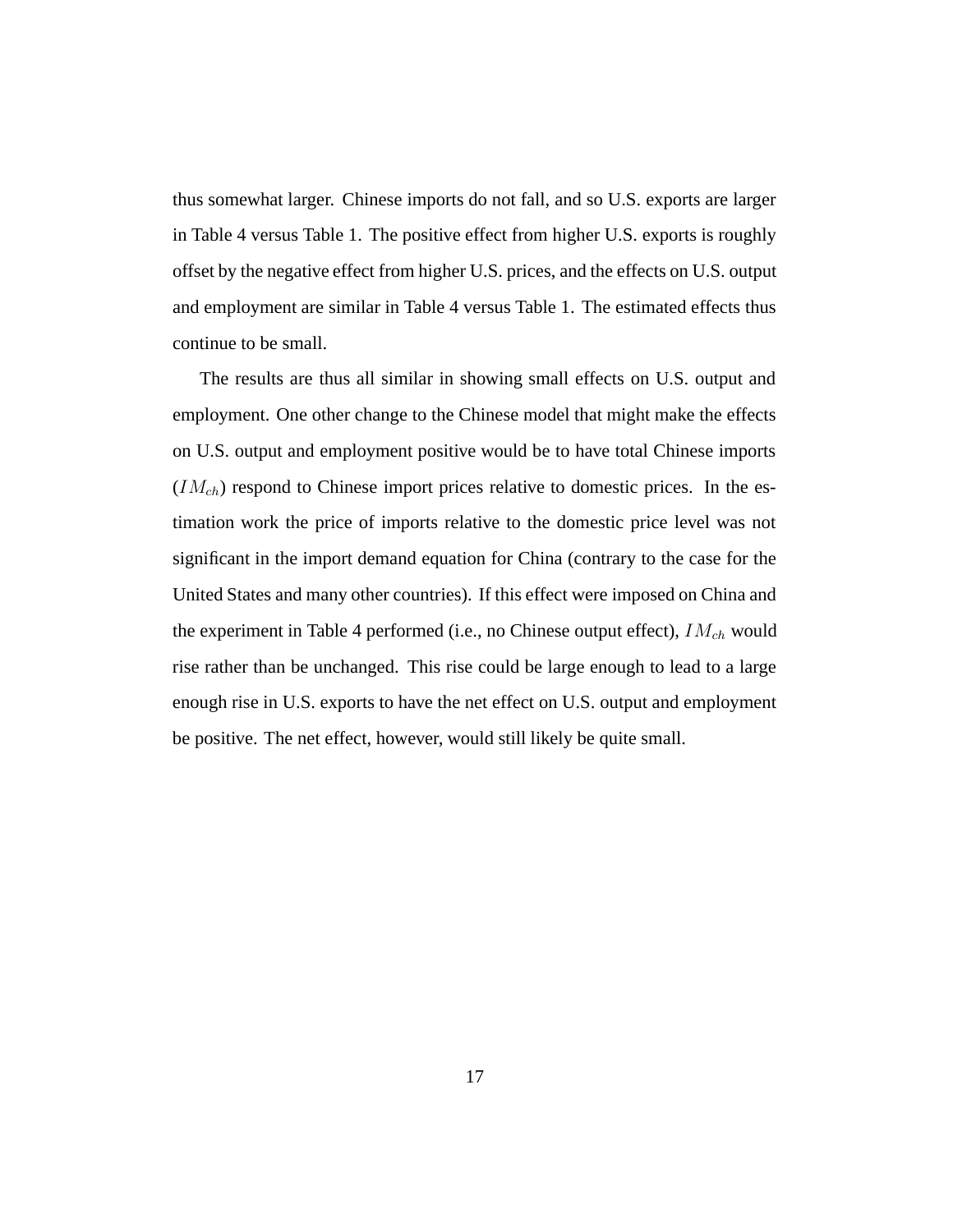thus somewhat larger. Chinese imports do not fall, and so U.S. exports are larger in Table 4 versus Table 1. The positive effect from higher U.S. exports is roughly offset by the negative effect from higher U.S. prices, and the effects on U.S. output and employment are similar in Table 4 versus Table 1. The estimated effects thus continue to be small.

The results are thus all similar in showing small effects on U.S. output and employment. One other change to the Chinese model that might make the effects on U.S. output and employment positive would be to have total Chinese imports ($IM_{ch}$) respond to Chinese import prices relative to domestic prices. In the estimation work the price of imports relative to the domestic price level was not significant in the import demand equation for China (contrary to the case for the United States and many other countries). If this effect were imposed on China and the experiment in Table 4 performed (i.e., no Chinese output effect), $IM_{ch}$ would rise rather than be unchanged. This rise could be large enough to lead to a large enough rise in U.S. exports to have the net effect on U.S. output and employment be positive. The net effect, however, would still likely be quite small.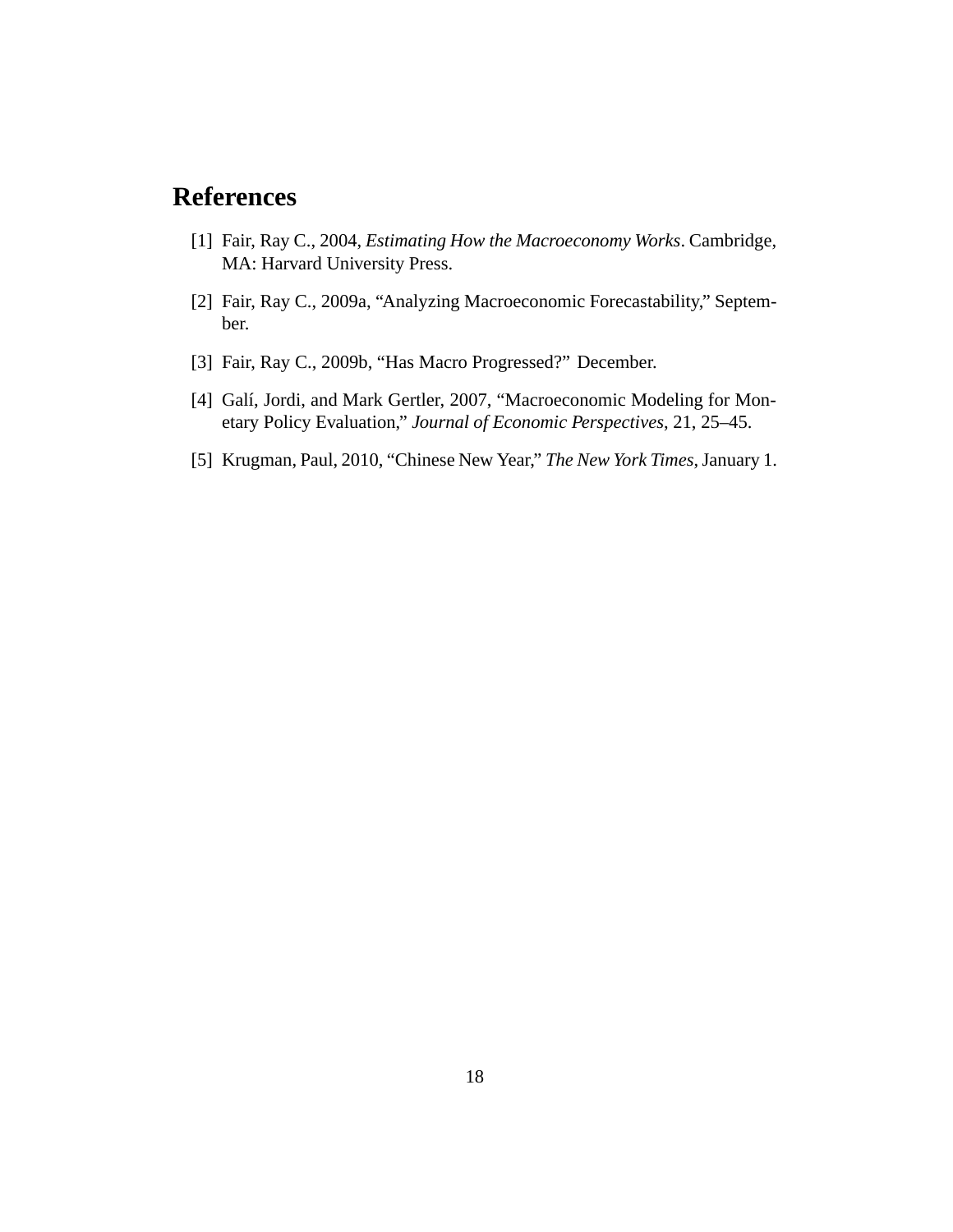# References

[1] Fair, Ray C., 2004, *Estimating How the Macroeconomy Works*. Cambridge, MA: Harvard University Press.

[2] Fair, Ray C., 2009a, "Analyzing Macroeconomic Forecastability," September.

[3] Fair, Ray C., 2009b, "Has Macro Progressed?" December.

[4] Galí, Jordi, and Mark Gertler, 2007, "Macroeconomic Modeling for Monetary Policy Evaluation," *Journal of Economic Perspectives*, 21, 25–45.

[5] Krugman, Paul, 2010, "Chinese New Year," *The New York Times*, January 1.